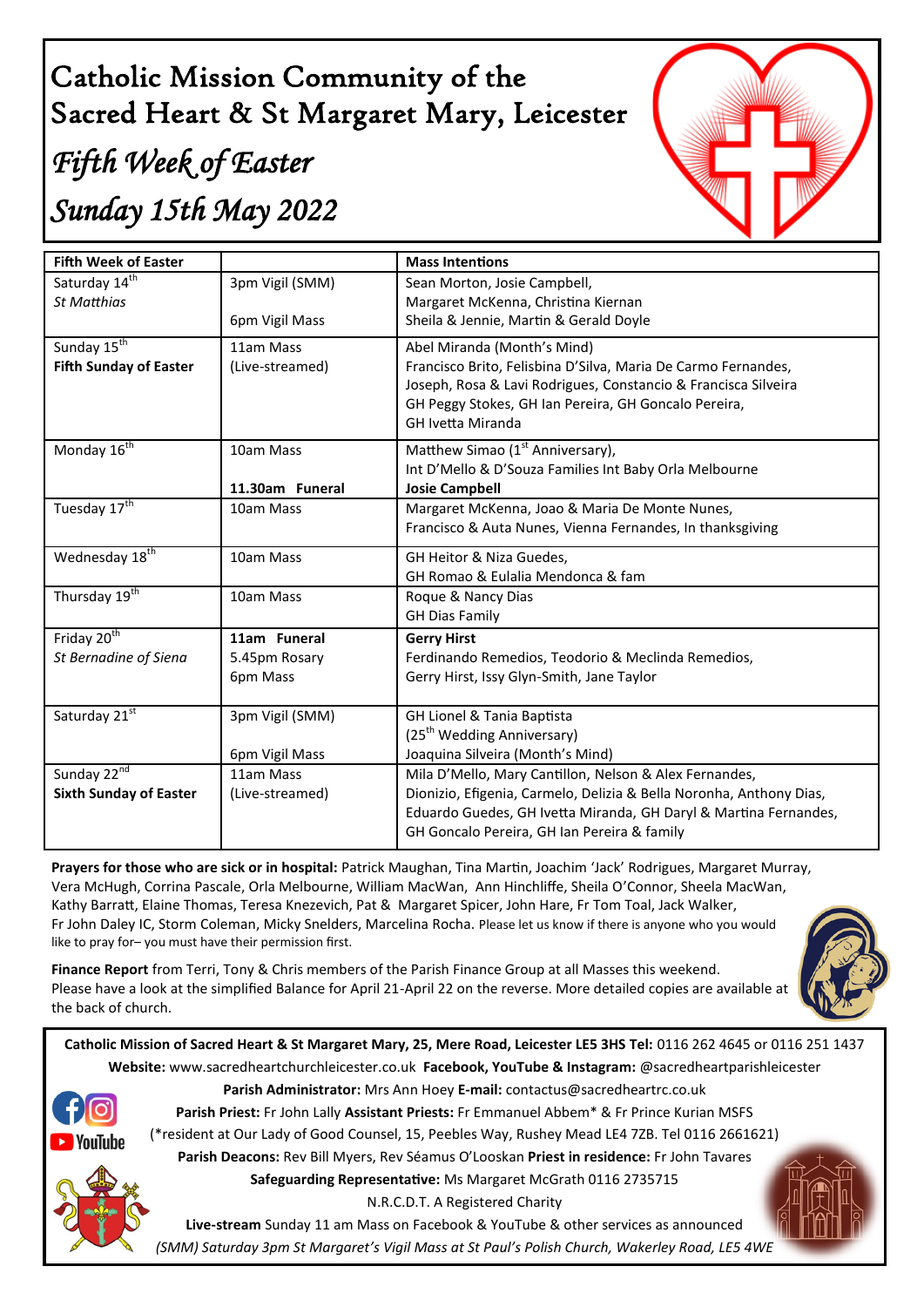# Catholic Mission Community of the Sacred Heart & St Margaret Mary, Leicester

## *Fifth Week of Easter*

## *Sunday 15th May 2022*

| **Fifth Week of Easter** | | **Mass Intentions** |
|---|---|---|
| Saturday 14th<br>*St Matthias* | 3pm Vigil (SMM)<br><br>6pm Vigil Mass | Sean Morton, Josie Campbell,<br>Margaret McKenna, Christina Kiernan<br>Sheila & Jennie, Martin & Gerald Doyle |
| Sunday 15th<br>**Fifth Sunday of Easter** | 11am Mass<br>(Live-streamed) | Abel Miranda (Month's Mind)<br>Francisco Brito, Felisbina D'Silva, Maria De Carmo Fernandes,<br>Joseph, Rosa & Lavi Rodrigues, Constancio & Francisca Silveira<br>GH Peggy Stokes, GH Ian Pereira, GH Goncalo Pereira,<br>GH Ivetta Miranda |
| Monday 16th | 10am Mass<br><br>**11.30am Funeral** | Matthew Simao (1st Anniversary),<br>Int D'Mello & D'Souza Families Int Baby Orla Melbourne<br>**Josie Campbell** |
| Tuesday 17th | 10am Mass | Margaret McKenna, Joao & Maria De Monte Nunes,<br>Francisco & Auta Nunes, Vienna Fernandes, In thanksgiving |
| Wednesday 18th | 10am Mass | GH Heitor & Niza Guedes,<br>GH Romao & Eulalia Mendonca & fam |
| Thursday 19th | 10am Mass | Roque & Nancy Dias<br>GH Dias Family |
| Friday 20th<br>*St Bernadine of Siena* | **11am Funeral**<br>5.45pm Rosary<br>6pm Mass | **Gerry Hirst**<br>Ferdinando Remedios, Teodorio & Meclinda Remedios,<br>Gerry Hirst, Issy Glyn-Smith, Jane Taylor |
| Saturday 21st | 3pm Vigil (SMM)<br><br>6pm Vigil Mass | GH Lionel & Tania Baptista<br>(25th Wedding Anniversary)<br>Joaquina Silveira (Month's Mind) |
| Sunday 22nd<br>**Sixth Sunday of Easter** | 11am Mass<br>(Live-streamed) | Mila D'Mello, Mary Cantillon, Nelson & Alex Fernandes,<br>Dionizio, Efigenia, Carmelo, Delizia & Bella Noronha, Anthony Dias,<br>Eduardo Guedes, GH Ivetta Miranda, GH Daryl & Martina Fernandes,<br>GH Goncalo Pereira, GH Ian Pereira & family |

**Prayers for those who are sick or in hospital:** Patrick Maughan, Tina Martin, Joachim 'Jack' Rodrigues, Margaret Murray, Vera McHugh, Corrina Pascale, Orla Melbourne, William MacWan, Ann Hinchliffe, Sheila O'Connor, Sheela MacWan, Kathy Barratt, Elaine Thomas, Teresa Knezevich, Pat & Margaret Spicer, John Hare, Fr Tom Toal, Jack Walker, Fr John Daley IC, Storm Coleman, Micky Snelders, Marcelina Rocha. Please let us know if there is anyone who you would like to pray for– you must have their permission first.

**Finance Report** from Terri, Tony & Chris members of the Parish Finance Group at all Masses this weekend. Please have a look at the simplified Balance for April 21-April 22 on the reverse. More detailed copies are available at the back of church.

**Catholic Mission of Sacred Heart & St Margaret Mary, 25, Mere Road, Leicester LE5 3HS Tel:** 0116 262 4645 or 0116 251 1437
**Website:** www.sacredheartchurchleicester.co.uk **Facebook, YouTube & Instagram:** @sacredheartparishleicester
**Parish Administrator:** Mrs Ann Hoey **E-mail:** contactus@sacredheartrc.co.uk
**Parish Priest:** Fr John Lally **Assistant Priests:** Fr Emmanuel Abbem* & Fr Prince Kurian MSFS
(*resident at Our Lady of Good Counsel, 15, Peebles Way, Rushey Mead LE4 7ZB. Tel 0116 2661621)
**Parish Deacons:** Rev Bill Myers, Rev Séamus O'Looskan **Priest in residence:** Fr John Tavares
**Safeguarding Representative:** Ms Margaret McGrath 0116 2735715
N.R.C.D.T. A Registered Charity
**Live-stream** Sunday 11 am Mass on Facebook & YouTube & other services as announced
*(SMM) Saturday 3pm St Margaret's Vigil Mass at St Paul's Polish Church, Wakerley Road, LE5 4WE*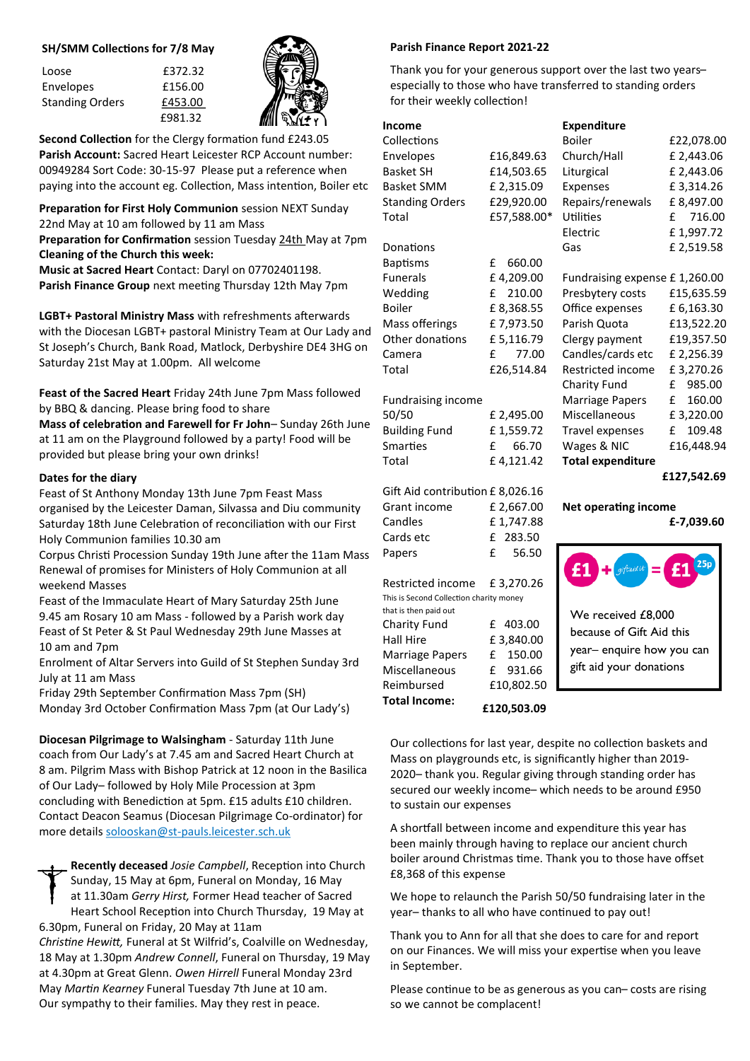**SH/SMM Collections for 7/8 May**

| | |
|---|---|
| Loose | £372.32 |
| Envelopes | £156.00 |
| Standing Orders | £453.00 |
| | £981.32 |

**Second Collection** for the Clergy formation fund £243.05

**Parish Account:** Sacred Heart Leicester RCP Account number: 00949284 Sort Code: 30-15-97 Please put a reference when paying into the account eg. Collection, Mass intention, Boiler etc

**Preparation for First Holy Communion** session NEXT Sunday 22nd May at 10 am followed by 11 am Mass

**Preparation for Confirmation** session Tuesday 24th May at 7pm

**Cleaning of the Church this week:**

**Music at Sacred Heart** Contact: Daryl on 07702401198.

**Parish Finance Group** next meeting Thursday 12th May 7pm

**LGBT+ Pastoral Ministry Mass** with refreshments afterwards with the Diocesan LGBT+ pastoral Ministry Team at Our Lady and St Joseph's Church, Bank Road, Matlock, Derbyshire DE4 3HG on Saturday 21st May at 1.00pm. All welcome

**Feast of the Sacred Heart** Friday 24th June 7pm Mass followed by BBQ & dancing. Please bring food to share

**Mass of celebration and Farewell for Fr John**– Sunday 26th June at 11 am on the Playground followed by a party! Food will be provided but please bring your own drinks!

**Dates for the diary**

Feast of St Anthony Monday 13th June 7pm Feast Mass organised by the Leicester Daman, Silvassa and Diu community

Saturday 18th June Celebration of reconciliation with our First Holy Communion families 10.30 am

Corpus Christi Procession Sunday 19th June after the 11am Mass

Renewal of promises for Ministers of Holy Communion at all weekend Masses

Feast of the Immaculate Heart of Mary Saturday 25th June 9.45 am Rosary 10 am Mass - followed by a Parish work day

Feast of St Peter & St Paul Wednesday 29th June Masses at 10 am and 7pm

Enrolment of Altar Servers into Guild of St Stephen Sunday 3rd July at 11 am Mass

Friday 29th September Confirmation Mass 7pm (SH)

Monday 3rd October Confirmation Mass 7pm (at Our Lady's)

**Diocesan Pilgrimage to Walsingham** - Saturday 11th June coach from Our Lady's at 7.45 am and Sacred Heart Church at 8 am. Pilgrim Mass with Bishop Patrick at 12 noon in the Basilica of Our Lady– followed by Holy Mile Procession at 3pm concluding with Benediction at 5pm. £15 adults £10 children. Contact Deacon Seamus (Diocesan Pilgrimage Co-ordinator) for more details solooskan@st-pauls.leicester.sch.uk

**Recently deceased** *Josie Campbell*, Reception into Church Sunday, 15 May at 6pm, Funeral on Monday, 16 May at 11.30am *Gerry Hirst,* Former Head teacher of Sacred Heart School Reception into Church Thursday, 19 May at 6.30pm, Funeral on Friday, 20 May at 11am *Christine Hewitt,* Funeral at St Wilfrid's, Coalville on Wednesday, 18 May at 1.30pm *Andrew Connell*, Funeral on Thursday, 19 May at 4.30pm at Great Glenn. *Owen Hirrell* Funeral Monday 23rd May *Martin Kearney* Funeral Tuesday 7th June at 10 am. Our sympathy to their families. May they rest in peace.

**Parish Finance Report 2021-22**

Thank you for your generous support over the last two years– especially to those who have transferred to standing orders for their weekly collection!

| **Income** | |
|---|---|
| Collections | |
| Envelopes | £16,849.63 |
| Basket SH | £14,503.65 |
| Basket SMM | £ 2,315.09 |
| Standing Orders | £29,920.00 |
| Total | £57,588.00* |
| Donations | |
| Baptisms | £ 660.00 |
| Funerals | £ 4,209.00 |
| Wedding | £ 210.00 |
| Boiler | £ 8,368.55 |
| Mass offerings | £ 7,973.50 |
| Other donations | £ 5,116.79 |
| Camera | £ 77.00 |
| Total | £26,514.84 |
| Fundraising income | |
| 50/50 | £ 2,495.00 |
| Building Fund | £ 1,559.72 |
| Smarties | £ 66.70 |
| Total | £ 4,121.42 |
| Gift Aid contribution | £ 8,026.16 |
| Grant income | £ 2,667.00 |
| Candles | £ 1,747.88 |
| Cards etc | £ 283.50 |
| Papers | £ 56.50 |
| Restricted income | £ 3,270.26 |
| This is Second Collection charity money that is then paid out | |
| Charity Fund | £ 403.00 |
| Hall Hire | £ 3,840.00 |
| Marriage Papers | £ 150.00 |
| Miscellaneous | £ 931.66 |
| Reimbursed | £10,802.50 |
| **Total Income:** | **£120,503.09** |

| **Expenditure** | |
|---|---|
| Boiler | £22,078.00 |
| Church/Hall | £ 2,443.06 |
| Liturgical | £ 2,443.06 |
| Expenses | £ 3,314.26 |
| Repairs/renewals | £ 8,497.00 |
| Utilities | £ 716.00 |
| Electric | £ 1,997.72 |
| Gas | £ 2,519.58 |
| Fundraising expense | £ 1,260.00 |
| Presbytery costs | £15,635.59 |
| Office expenses | £ 6,163.30 |
| Parish Quota | £13,522.20 |
| Clergy payment | £19,357.50 |
| Candles/cards etc | £ 2,256.39 |
| Restricted income | £ 3,270.26 |
| Charity Fund | £ 985.00 |
| Marriage Papers | £ 160.00 |
| Miscellaneous | £ 3,220.00 |
| Travel expenses | £ 109.48 |
| Wages & NIC | £16,448.94 |
| **Total expenditure** | **£127,542.69** |
| **Net operating income** | **£-7,039.60** |

£1 + giftaid it = £1 25p

We received £8,000 because of Gift Aid this year– enquire how you can gift aid your donations

Our collections for last year, despite no collection baskets and Mass on playgrounds etc, is significantly higher than 2019-2020– thank you. Regular giving through standing order has secured our weekly income– which needs to be around £950 to sustain our expenses

A shortfall between income and expenditure this year has been mainly through having to replace our ancient church boiler around Christmas time. Thank you to those have offset £8,368 of this expense

We hope to relaunch the Parish 50/50 fundraising later in the year– thanks to all who have continued to pay out!

Thank you to Ann for all that she does to care for and report on our Finances. We will miss your expertise when you leave in September.

Please continue to be as generous as you can– costs are rising so we cannot be complacent!